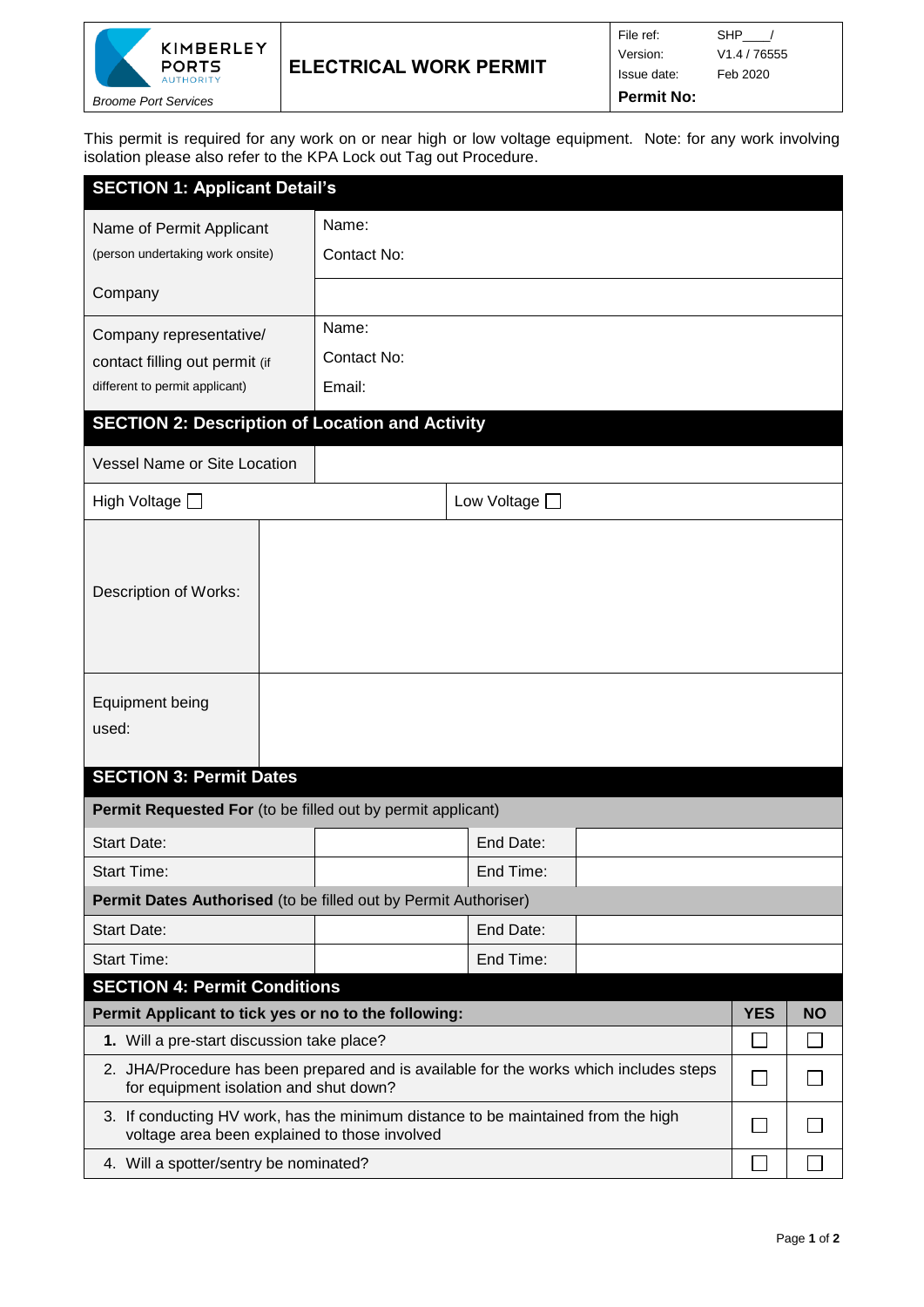| KIMBERLEY PORTS AUTHORITY *Broome Port Services* | **ELECTRICAL WORK PERMIT** | File ref: SHP____/ Version: V1.4 / 76555 Issue date: Feb 2020 **Permit No:** |
|---|---|---|

This permit is required for any work on or near high or low voltage equipment. Note: for any work involving isolation please also refer to the KPA Lock out Tag out Procedure.

## SECTION 1: Applicant Detail's

| | |
|---|---|
| Name of Permit Applicant (person undertaking work onsite) | Name: Contact No: |
| Company | |
| Company representative/ contact filling out permit (if different to permit applicant) | Name: Contact No: Email: |

## SECTION 2: Description of Location and Activity

| | |
|---|---|
| Vessel Name or Site Location | |
| High Voltage ☐ | Low Voltage ☐ |
| Description of Works: | |
| Equipment being used: | |

## SECTION 3: Permit Dates

| | | | |
|---|---|---|---|
| **Permit Requested For** (to be filled out by permit applicant) | | | |
| Start Date: | | End Date: | |
| Start Time: | | End Time: | |
| **Permit Dates Authorised** (to be filled out by Permit Authoriser) | | | |
| Start Date: | | End Date: | |
| Start Time: | | End Time: | |

## SECTION 4: Permit Conditions

| Permit Applicant to tick yes or no to the following: | YES | NO |
|---|---|---|
| 1. Will a pre-start discussion take place? | ☐ | ☐ |
| 2. JHA/Procedure has been prepared and is available for the works which includes steps for equipment isolation and shut down? | ☐ | ☐ |
| 3. If conducting HV work, has the minimum distance to be maintained from the high voltage area been explained to those involved | ☐ | ☐ |
| 4. Will a spotter/sentry be nominated? | ☐ | ☐ |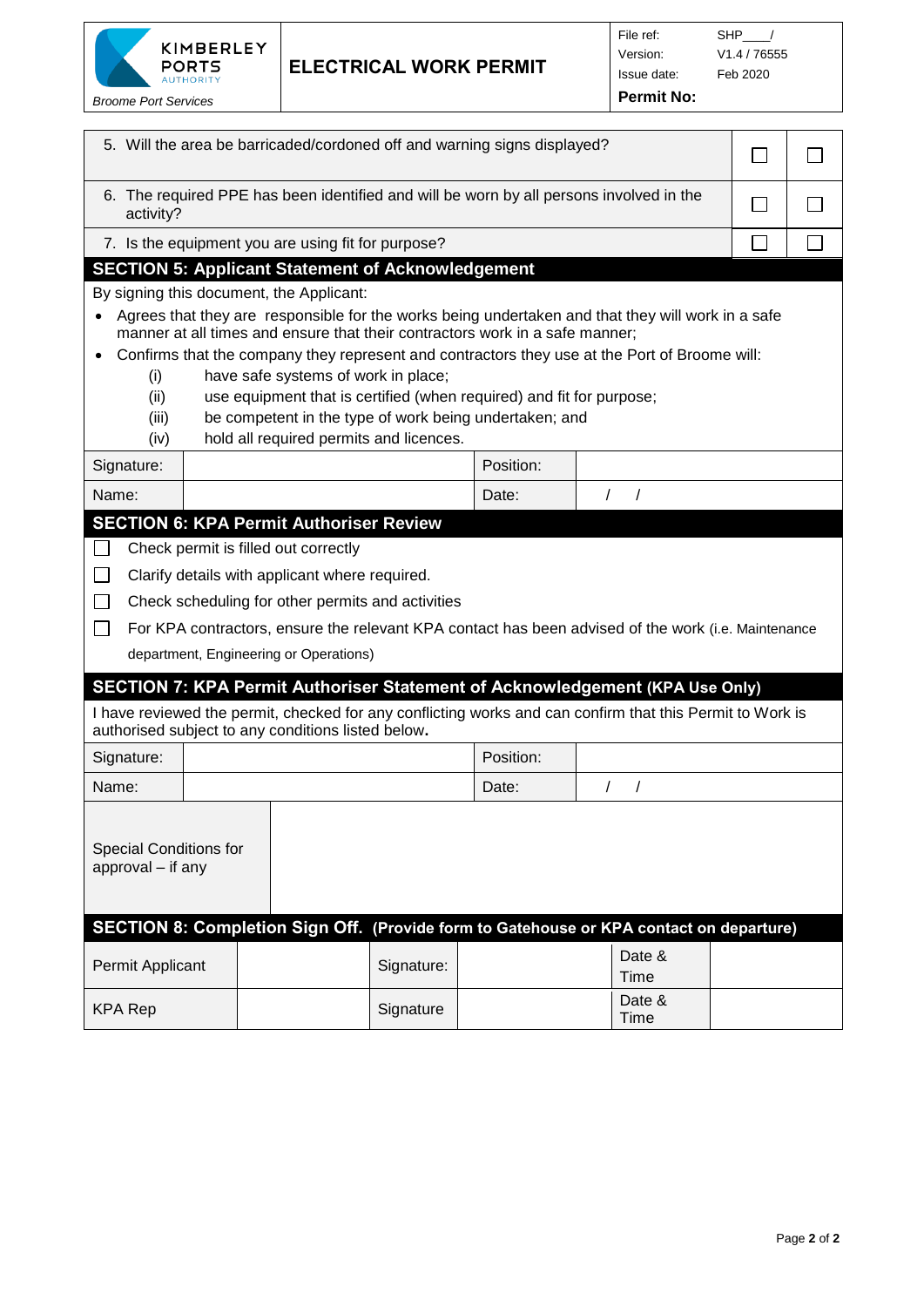| KIMBERLEY PORTS AUTHORITY *Broome Port Services* | **ELECTRICAL WORK PERMIT** | File ref: SHP____/ Version: V1.4 / 76555 Issue date: Feb 2020 **Permit No:** |
|---|---|---|

| | | |
|---|---|---|
| 5. Will the area be barricaded/cordoned off and warning signs displayed? | ☐ | ☐ |
| 6. The required PPE has been identified and will be worn by all persons involved in the activity? | ☐ | ☐ |
| 7. Is the equipment you are using fit for purpose? | ☐ | ☐ |

## SECTION 5: Applicant Statement of Acknowledgement

By signing this document, the Applicant:

- Agrees that they are responsible for the works being undertaken and that they will work in a safe manner at all times and ensure that their contractors work in a safe manner;
- Confirms that the company they represent and contractors they use at the Port of Broome will:
  - (i) have safe systems of work in place;
  - (ii) use equipment that is certified (when required) and fit for purpose;
  - (iii) be competent in the type of work being undertaken; and
  - (iv) hold all required permits and licences.

| | | | |
|---|---|---|---|
| Signature: | | Position: | |
| Name: | | Date: | / / |

## SECTION 6: KPA Permit Authoriser Review

- ☐ Check permit is filled out correctly
- ☐ Clarify details with applicant where required.
- ☐ Check scheduling for other permits and activities
- ☐ For KPA contractors, ensure the relevant KPA contact has been advised of the work (i.e. Maintenance department, Engineering or Operations)

## SECTION 7: KPA Permit Authoriser Statement of Acknowledgement (KPA Use Only)

I have reviewed the permit, checked for any conflicting works and can confirm that this Permit to Work is authorised subject to any conditions listed below**.**

| | | | |
|---|---|---|---|
| Signature: | | Position: | |
| Name: | | Date: | / / |

| | |
|---|---|
| Special Conditions for approval – if any | |

## SECTION 8: Completion Sign Off. (Provide form to Gatehouse or KPA contact on departure)

| | | | | | |
|---|---|---|---|---|---|
| Permit Applicant | | Signature: | | Date & Time | |
| KPA Rep | | Signature | | Date & Time | |